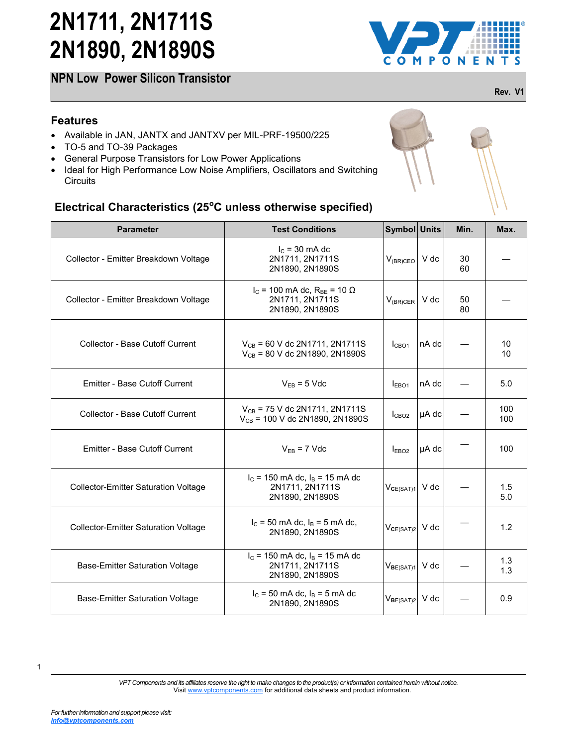# 2N1711, 2N1711S 2N1890, 2N1890S

## NPN Low Power Silicon Transistor

Rev. V1

## Features

- Available in JAN, JANTX and JANTXV per MIL-PRF-19500/225
- TO-5 and TO-39 Packages
- General Purpose Transistors for Low Power Applications
- Ideal for High Performance Low Noise Amplifiers, Oscillators and Switching Circuits

## Electrical Characteristics (25°C unless otherwise specified)

| Parameter | Test Conditions | Symbol | Units | Min. | Max. |
|---|---|---|---|---|---|
| Collector - Emitter Breakdown Voltage | $I_C$ = 30 mA dc<br>2N1711, 2N1711S<br>2N1890, 2N1890S | $V_{(BR)CEO}$ | V dc | 30<br>60 | — |
| Collector - Emitter Breakdown Voltage | $I_C$ = 100 mA dc, $R_{BE}$ = 10 Ω<br>2N1711, 2N1711S<br>2N1890, 2N1890S | $V_{(BR)CER}$ | V dc | 50<br>80 | — |
| Collector - Base Cutoff Current | $V_{CB}$ = 60 V dc 2N1711, 2N1711S<br>$V_{CB}$ = 80 V dc 2N1890, 2N1890S | $I_{CBO1}$ | nA dc | — | 10<br>10 |
| Emitter - Base Cutoff Current | $V_{EB}$ = 5 Vdc | $I_{EBO1}$ | nA dc | — | 5.0 |
| Collector - Base Cutoff Current | $V_{CB}$ = 75 V dc 2N1711, 2N1711S<br>$V_{CB}$ = 100 V dc 2N1890, 2N1890S | $I_{CBO2}$ | µA dc | — | 100<br>100 |
| Emitter - Base Cutoff Current | $V_{EB}$ = 7 Vdc | $I_{EBO2}$ | µA dc | — | 100 |
| Collector-Emitter Saturation Voltage | $I_C$ = 150 mA dc, $I_B$ = 15 mA dc<br>2N1711, 2N1711S<br>2N1890, 2N1890S | $V_{CE(SAT)1}$ | V dc | — | 1.5<br>5.0 |
| Collector-Emitter Saturation Voltage | $I_C$ = 50 mA dc, $I_B$ = 5 mA dc,<br>2N1890, 2N1890S | $V_{CE(SAT)2}$ | V dc | — | 1.2 |
| Base-Emitter Saturation Voltage | $I_C$ = 150 mA dc, $I_B$ = 15 mA dc<br>2N1711, 2N1711S<br>2N1890, 2N1890S | $V_{BE(SAT)1}$ | V dc | — | 1.3<br>1.3 |
| Base-Emitter Saturation Voltage | $I_C$ = 50 mA dc, $I_B$ = 5 mA dc<br>2N1890, 2N1890S | $V_{BE(SAT)2}$ | V dc | — | 0.9 |

*VPT Components and its affiliates reserve the right to make changes to the product(s) or information contained herein without notice.*
Visit www.vptcomponents.com for additional data sheets and product information.

*For further information and support please visit:*
***info@vptcomponents.com***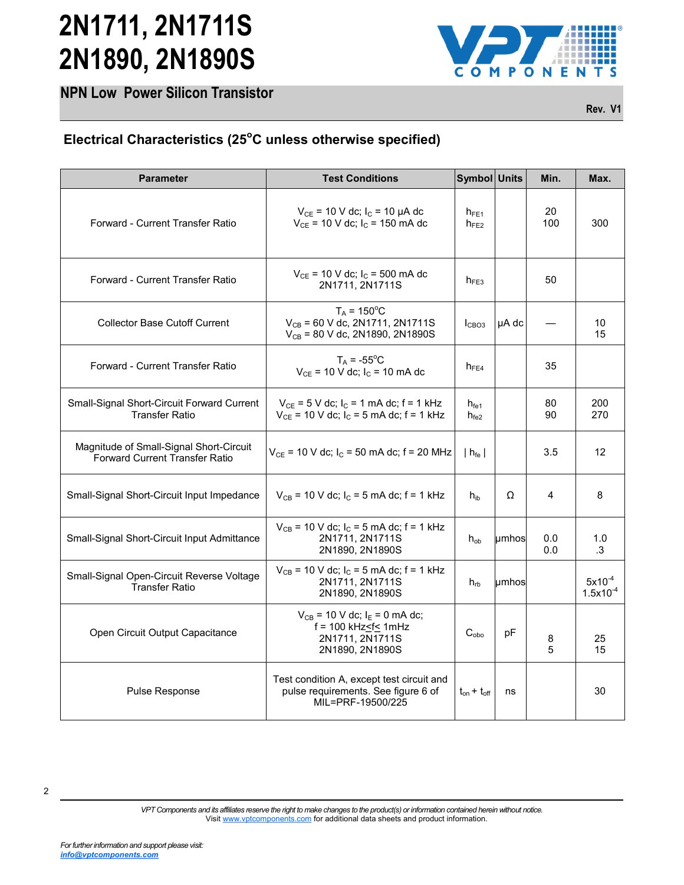# 2N1711, 2N1711S 2N1890, 2N1890S

## NPN Low Power Silicon Transistor

Rev. V1

### Electrical Characteristics (25°C unless otherwise specified)

| Parameter | Test Conditions | Symbol | Units | Min. | Max. |
|---|---|---|---|---|---|
| Forward - Current Transfer Ratio | $V_{CE}$ = 10 V dc; $I_C$ = 10 μA dc<br>$V_{CE}$ = 10 V dc; $I_C$ = 150 mA dc | $h_{FE1}$<br>$h_{FE2}$ | | 20<br>100 | <br>300 |
| Forward - Current Transfer Ratio | $V_{CE}$ = 10 V dc; $I_C$ = 500 mA dc<br>2N1711, 2N1711S | $h_{FE3}$ | | 50 | |
| Collector Base Cutoff Current | $T_A$ = 150°C<br>$V_{CB}$ = 60 V dc, 2N1711, 2N1711S<br>$V_{CB}$ = 80 V dc, 2N1890, 2N1890S | $I_{CBO3}$ | μA dc | — | 10<br>15 |
| Forward - Current Transfer Ratio | $T_A$ = -55°C<br>$V_{CE}$ = 10 V dc; $I_C$ = 10 mA dc | $h_{FE4}$ | | 35 | |
| Small-Signal Short-Circuit Forward Current Transfer Ratio | $V_{CE}$ = 5 V dc; $I_C$ = 1 mA dc; f = 1 kHz<br>$V_{CE}$ = 10 V dc; $I_C$ = 5 mA dc; f = 1 kHz | $h_{fe1}$<br>$h_{fe2}$ | | 80<br>90 | 200<br>270 |
| Magnitude of Small-Signal Short-Circuit Forward Current Transfer Ratio | $V_{CE}$ = 10 V dc; $I_C$ = 50 mA dc; f = 20 MHz | $\|h_{fe}\|$ | | 3.5 | 12 |
| Small-Signal Short-Circuit Input Impedance | $V_{CB}$ = 10 V dc; $I_C$ = 5 mA dc; f = 1 kHz | $h_{ib}$ | Ω | 4 | 8 |
| Small-Signal Short-Circuit Input Admittance | $V_{CB}$ = 10 V dc; $I_C$ = 5 mA dc; f = 1 kHz<br>2N1711, 2N1711S<br>2N1890, 2N1890S | $h_{ob}$ | μmhos | <br>0.0<br>0.0 | <br>1.0<br>.3 |
| Small-Signal Open-Circuit Reverse Voltage Transfer Ratio | $V_{CB}$ = 10 V dc; $I_C$ = 5 mA dc; f = 1 kHz<br>2N1711, 2N1711S<br>2N1890, 2N1890S | $h_{rb}$ | μmhos | | $5x10^{-4}$<br>$1.5x10^{-4}$ |
| Open Circuit Output Capacitance | $V_{CB}$ = 10 V dc; $I_E$ = 0 mA dc;<br>f = 100 kHz≤f≤ 1mHz<br>2N1711, 2N1711S<br>2N1890, 2N1890S | $C_{obo}$ | pF | <br><br>8<br>5 | <br><br>25<br>15 |
| Pulse Response | Test condition A, except test circuit and pulse requirements. See figure 6 of MIL=PRF-19500/225 | $t_{on} + t_{off}$ | ns | | 30 |

*VPT Components and its affiliates reserve the right to make changes to the product(s) or information contained herein without notice.*
Visit www.vptcomponents.com for additional data sheets and product information.

*For further information and support please visit:*
***info@vptcomponents.com***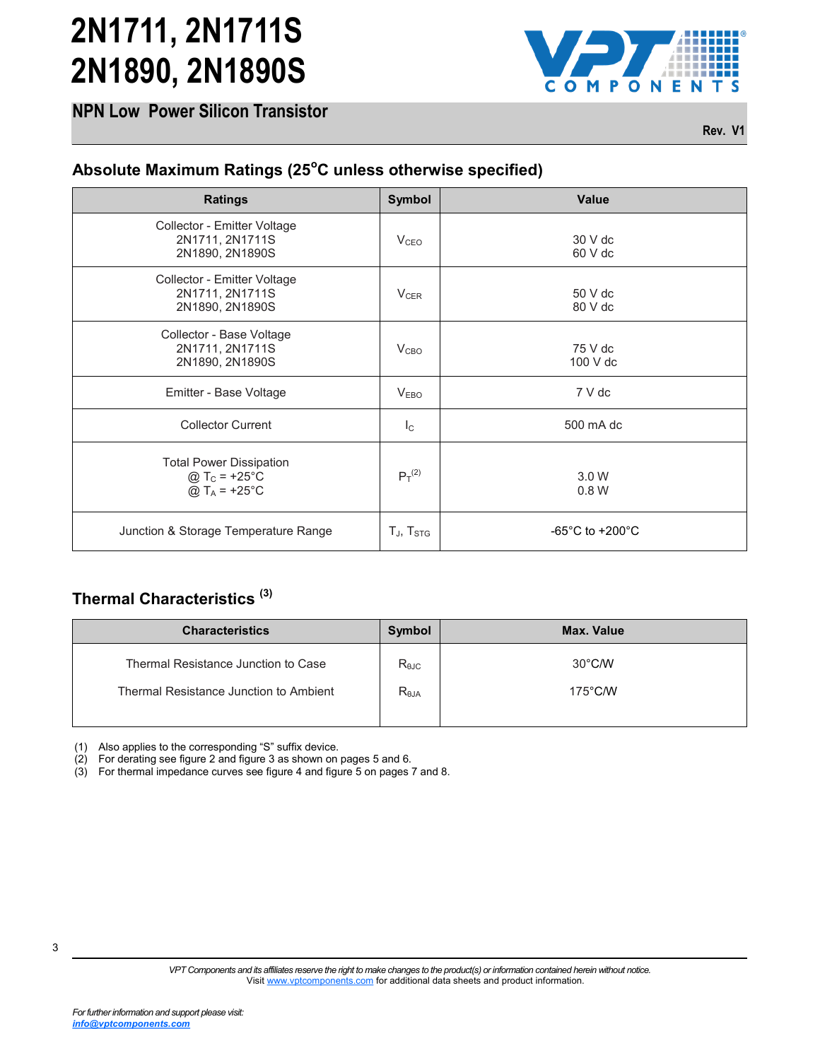# 2N1711, 2N1711S
# 2N1890, 2N1890S

## NPN Low Power Silicon Transistor

Rev. V1

### Absolute Maximum Ratings (25°C unless otherwise specified)

| Ratings | Symbol | Value |
|---|---|---|
| Collector - Emitter Voltage<br>2N1711, 2N1711S<br>2N1890, 2N1890S | $V_{CEO}$ | 30 V dc<br>60 V dc |
| Collector - Emitter Voltage<br>2N1711, 2N1711S<br>2N1890, 2N1890S | $V_{CER}$ | 50 V dc<br>80 V dc |
| Collector - Base Voltage<br>2N1711, 2N1711S<br>2N1890, 2N1890S | $V_{CBO}$ | 75 V dc<br>100 V dc |
| Emitter - Base Voltage | $V_{EBO}$ | 7 V dc |
| Collector Current | $I_C$ | 500 mA dc |
| Total Power Dissipation<br>@ $T_C$ = +25°C<br>@ $T_A$ = +25°C | $P_T$ (2) | 3.0 W<br>0.8 W |
| Junction & Storage Temperature Range | $T_J$, $T_{STG}$ | -65°C to +200°C |

### Thermal Characteristics (3)

| Characteristics | Symbol | Max. Value |
|---|---|---|
| Thermal Resistance Junction to Case | $R_{\theta JC}$ | 30°C/W |
| Thermal Resistance Junction to Ambient | $R_{\theta JA}$ | 175°C/W |

(1) Also applies to the corresponding "S" suffix device.
(2) For derating see figure 2 and figure 3 as shown on pages 5 and 6.
(3) For thermal impedance curves see figure 4 and figure 5 on pages 7 and 8.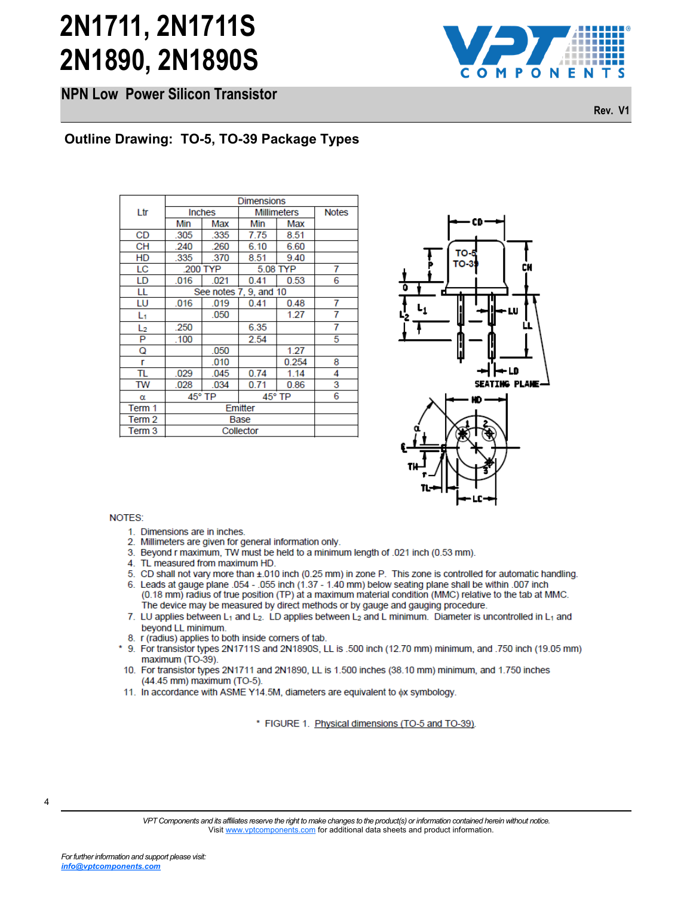# 2N1711, 2N1711S
# 2N1890, 2N1890S

## NPN Low Power Silicon Transistor

Rev. V1

### Outline Drawing: TO-5, TO-39 Package Types

| Ltr | Dimensions | | | | Notes |
|---|---|---|---|---|---|
| | Inches | | Millimeters | | |
| | Min | Max | Min | Max | |
| CD | .305 | .335 | 7.75 | 8.51 | |
| CH | .240 | .260 | 6.10 | 6.60 | |
| HD | .335 | .370 | 8.51 | 9.40 | |
| LC | .200 TYP | | 5.08 TYP | | 7 |
| LD | .016 | .021 | 0.41 | 0.53 | 6 |
| LL | See notes 7, 9, and 10 | | | | |
| LU | .016 | .019 | 0.41 | 0.48 | 7 |
| $L_1$ | | .050 | | 1.27 | 7 |
| $L_2$ | .250 | | 6.35 | | 7 |
| P | .100 | | 2.54 | | 5 |
| Q | | .050 | | 1.27 | |
| r | | .010 | | 0.254 | 8 |
| TL | .029 | .045 | 0.74 | 1.14 | 4 |
| TW | .028 | .034 | 0.71 | 0.86 | 3 |
| α | 45° TP | | 45° TP | | 6 |
| Term 1 | Emitter | | | | |
| Term 2 | Base | | | | |
| Term 3 | Collector | | | | |

NOTES:

1. Dimensions are in inches.
2. Millimeters are given for general information only.
3. Beyond r maximum, TW must be held to a minimum length of .021 inch (0.53 mm).
4. TL measured from maximum HD.
5. CD shall not vary more than ±.010 inch (0.25 mm) in zone P. This zone is controlled for automatic handling.
6. Leads at gauge plane .054 - .055 inch (1.37 - 1.40 mm) below seating plane shall be within .007 inch (0.18 mm) radius of true position (TP) at a maximum material condition (MMC) relative to the tab at MMC. The device may be measured by direct methods or by gauge and gauging procedure.
7. LU applies between $L_1$ and $L_2$. LD applies between $L_2$ and L minimum. Diameter is uncontrolled in $L_1$ and beyond LL minimum.
8. r (radius) applies to both inside corners of tab.

\* 9. For transistor types 2N1711S and 2N1890S, LL is .500 inch (12.70 mm) minimum, and .750 inch (19.05 mm) maximum (TO-39).

10. For transistor types 2N1711 and 2N1890, LL is 1.500 inches (38.10 mm) minimum, and 1.750 inches (44.45 mm) maximum (TO-5).
11. In accordance with ASME Y14.5M, diameters are equivalent to ϕx symbology.

\* FIGURE 1. Physical dimensions (TO-5 and TO-39).

*VPT Components and its affiliates reserve the right to make changes to the product(s) or information contained herein without notice.*
Visit www.vptcomponents.com for additional data sheets and product information.

*For further information and support please visit:*
***info@vptcomponents.com***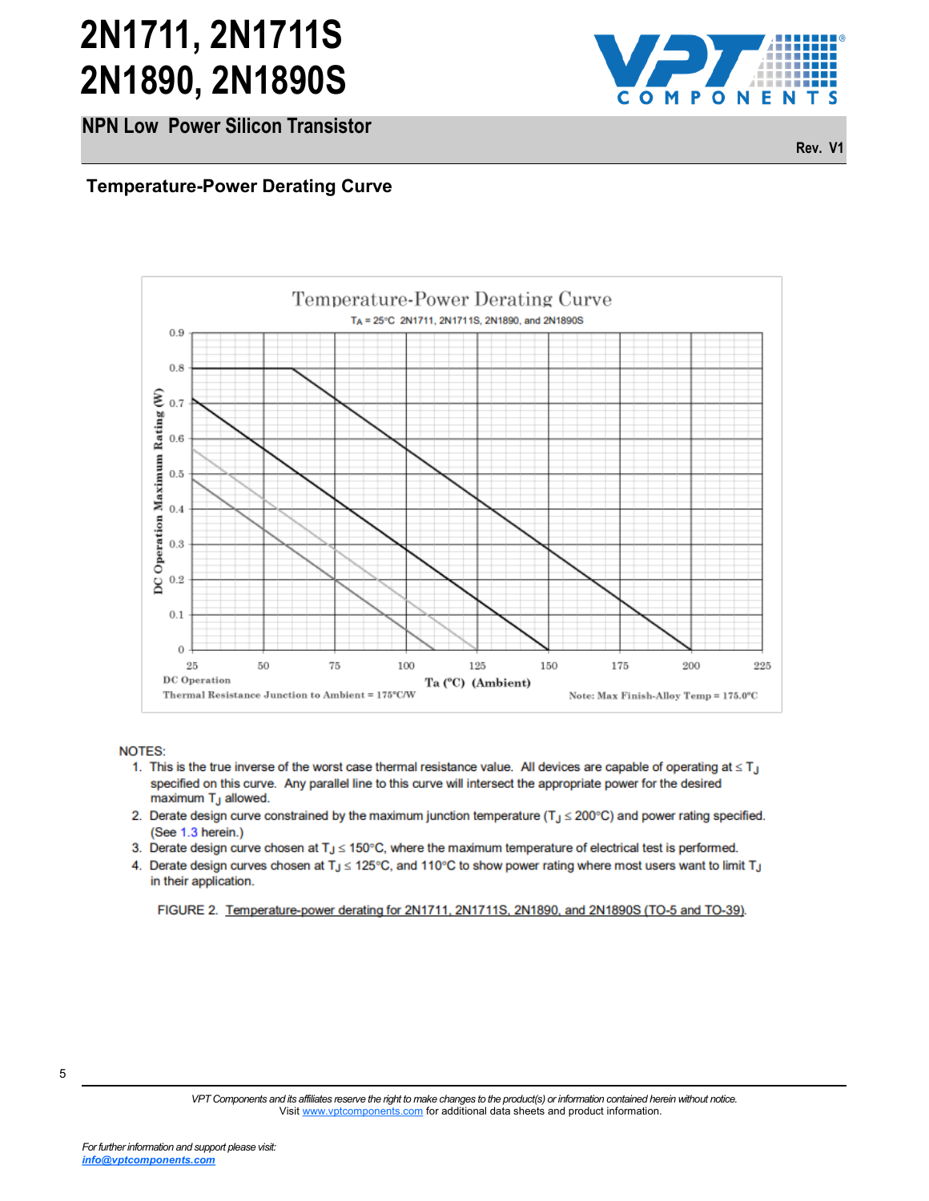## Temperature-Power Derating Curve

Temperature-Power Derating Curve

$T_A$ = 25°C 2N1711, 2N1711S, 2N1890, and 2N1890S

DC Operation

Thermal Resistance Junction to Ambient = 175°C/W

Note: Max Finish-Alloy Temp = 175.0°C

NOTES:

1. This is the true inverse of the worst case thermal resistance value. All devices are capable of operating at ≤ $T_J$ specified on this curve. Any parallel line to this curve will intersect the appropriate power for the desired maximum $T_J$ allowed.
2. Derate design curve constrained by the maximum junction temperature ($T_J$ ≤ 200°C) and power rating specified. (See 1.3 herein.)
3. Derate design curve chosen at $T_J$ ≤ 150°C, where the maximum temperature of electrical test is performed.
4. Derate design curves chosen at $T_J$ ≤ 125°C, and 110°C to show power rating where most users want to limit $T_J$ in their application.

FIGURE 2. Temperature-power derating for 2N1711, 2N1711S, 2N1890, and 2N1890S (TO-5 and TO-39).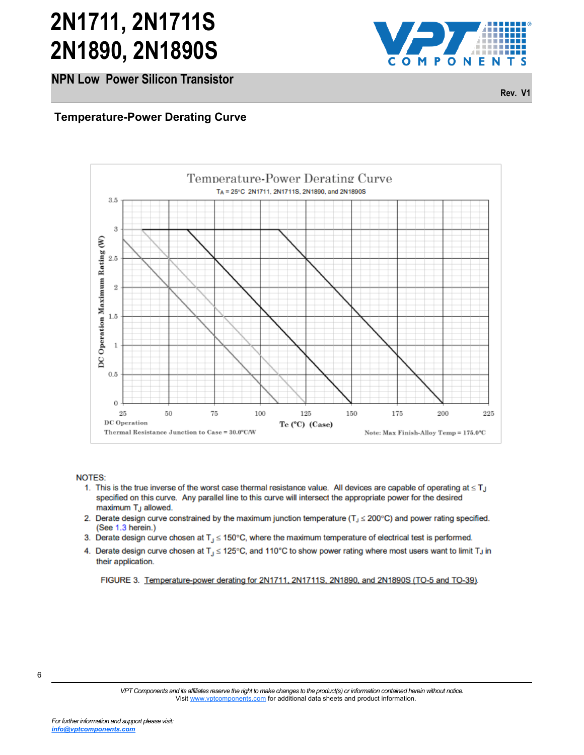# 2N1711, 2N1711S 2N1890, 2N1890S

## NPN Low Power Silicon Transistor

Rev. V1

### Temperature-Power Derating Curve

Temperature-Power Derating Curve

$T_A$ = 25°C 2N1711, 2N1711S, 2N1890, and 2N1890S

DC Operation Maximum Rating (W)

Tc (°C) (Case)

DC Operation

Thermal Resistance Junction to Case = 30.0°C/W

Note: Max Finish-Alloy Temp = 175.0°C

NOTES:

1. This is the true inverse of the worst case thermal resistance value. All devices are capable of operating at ≤ $T_J$ specified on this curve. Any parallel line to this curve will intersect the appropriate power for the desired maximum $T_J$ allowed.
2. Derate design curve constrained by the maximum junction temperature ($T_J$ ≤ 200°C) and power rating specified. (See 1.3 herein.)
3. Derate design curve chosen at $T_J$ ≤ 150°C, where the maximum temperature of electrical test is performed.
4. Derate design curve chosen at $T_J$ ≤ 125°C, and 110°C to show power rating where most users want to limit $T_J$ in their application.

FIGURE 3. Temperature-power derating for 2N1711, 2N1711S, 2N1890, and 2N1890S (TO-5 and TO-39).

*VPT Components and its affiliates reserve the right to make changes to the product(s) or information contained herein without notice.*
Visit www.vptcomponents.com for additional data sheets and product information.

*For further information and support please visit:*
***info@vptcomponents.com***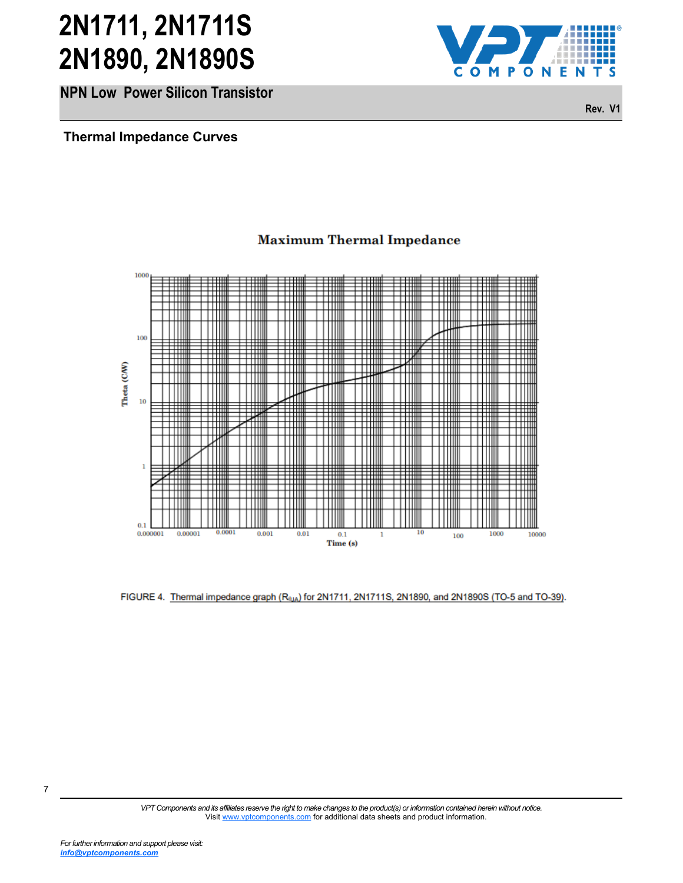## Thermal Impedance Curves

FIGURE 4. Thermal impedance graph ($R_{\theta JA}$) for 2N1711, 2N1711S, 2N1890, and 2N1890S (TO-5 and TO-39).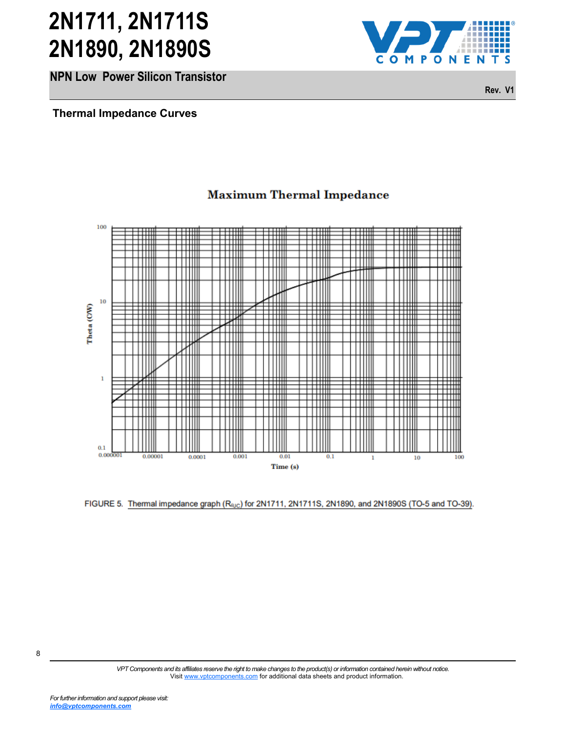## Thermal Impedance Curves

**Maximum Thermal Impedance**

FIGURE 5. Thermal impedance graph ($R_{\theta JC}$) for 2N1711, 2N1711S, 2N1890, and 2N1890S (TO-5 and TO-39).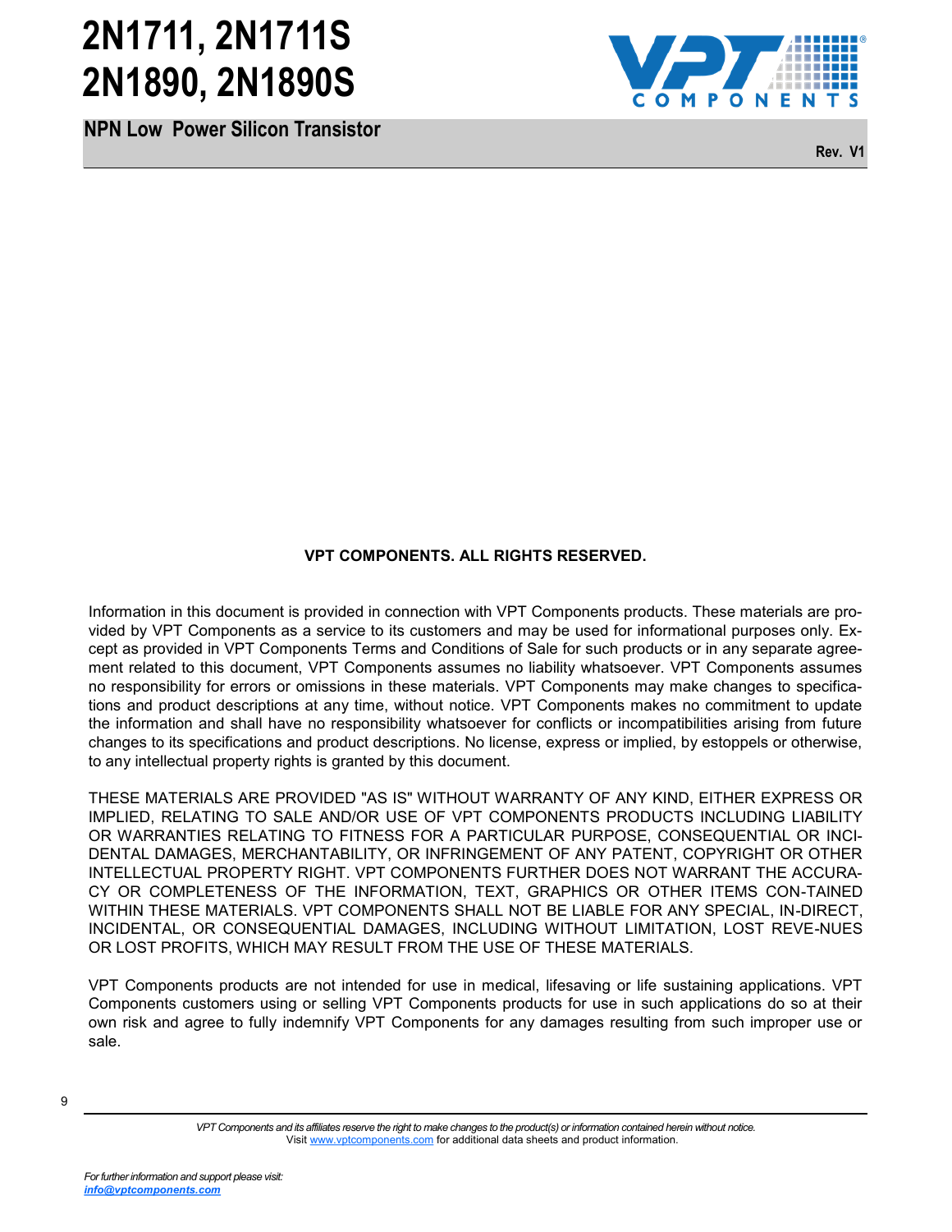**VPT COMPONENTS. ALL RIGHTS RESERVED.**

Information in this document is provided in connection with VPT Components products. These materials are provided by VPT Components as a service to its customers and may be used for informational purposes only. Except as provided in VPT Components Terms and Conditions of Sale for such products or in any separate agreement related to this document, VPT Components assumes no liability whatsoever. VPT Components assumes no responsibility for errors or omissions in these materials. VPT Components may make changes to specifications and product descriptions at any time, without notice. VPT Components makes no commitment to update the information and shall have no responsibility whatsoever for conflicts or incompatibilities arising from future changes to its specifications and product descriptions. No license, express or implied, by estoppels or otherwise, to any intellectual property rights is granted by this document.

THESE MATERIALS ARE PROVIDED "AS IS" WITHOUT WARRANTY OF ANY KIND, EITHER EXPRESS OR IMPLIED, RELATING TO SALE AND/OR USE OF VPT COMPONENTS PRODUCTS INCLUDING LIABILITY OR WARRANTIES RELATING TO FITNESS FOR A PARTICULAR PURPOSE, CONSEQUENTIAL OR INCIDENTAL DAMAGES, MERCHANTABILITY, OR INFRINGEMENT OF ANY PATENT, COPYRIGHT OR OTHER INTELLECTUAL PROPERTY RIGHT. VPT COMPONENTS FURTHER DOES NOT WARRANT THE ACCURACY OR COMPLETENESS OF THE INFORMATION, TEXT, GRAPHICS OR OTHER ITEMS CON-TAINED WITHIN THESE MATERIALS. VPT COMPONENTS SHALL NOT BE LIABLE FOR ANY SPECIAL, IN-DIRECT, INCIDENTAL, OR CONSEQUENTIAL DAMAGES, INCLUDING WITHOUT LIMITATION, LOST REVE-NUES OR LOST PROFITS, WHICH MAY RESULT FROM THE USE OF THESE MATERIALS.

VPT Components products are not intended for use in medical, lifesaving or life sustaining applications. VPT Components customers using or selling VPT Components products for use in such applications do so at their own risk and agree to fully indemnify VPT Components for any damages resulting from such improper use or sale.